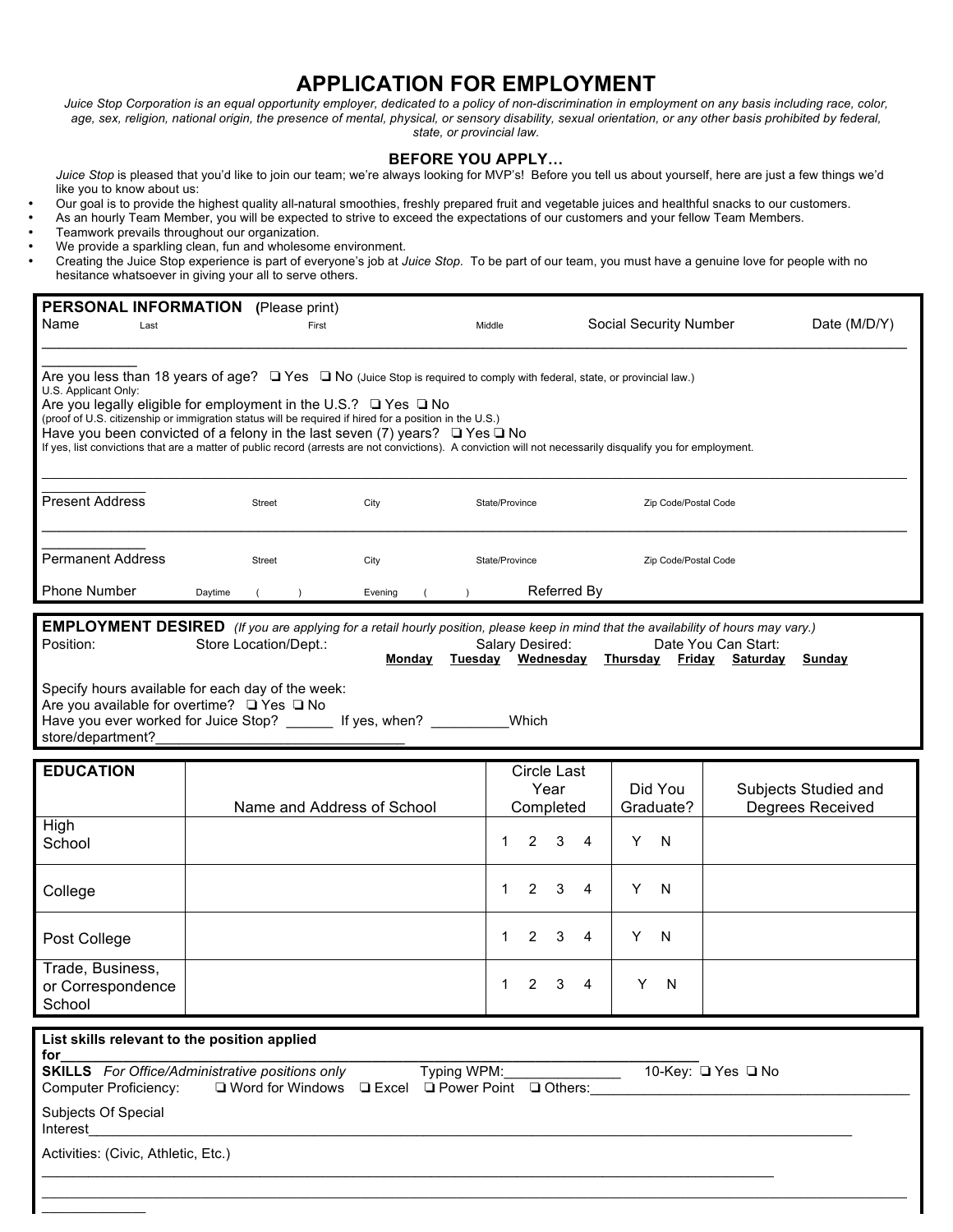# APPLICATION FOR EMPLOYMENT

*Juice Stop Corporation is an equal opportunity employer, dedicated to a policy of non-discrimination in employment on any basis including race, color, age, sex, religion, national origin, the presence of mental, physical, or sensory disability, sexual orientation, or any other basis prohibited by federal, state, or provincial law.*

### BEFORE YOU APPLY…

*Juice Stop* is pleased that you'd like to join our team; we're always looking for MVP's! Before you tell us about yourself, here are just a few things we'd like you to know about us:

- Our goal is to provide the highest quality all-natural smoothies, freshly prepared fruit and vegetable juices and healthful snacks to our customers.
- As an hourly Team Member, you will be expected to strive to exceed the expectations of our customers and your fellow Team Members.
- Teamwork prevails throughout our organization.
- We provide a sparkling clean, fun and wholesome environment.
- Creating the Juice Stop experience is part of everyone's job at *Juice Stop*. To be part of our team, you must have a genuine love for people with no hesitance whatsoever in giving your all to serve others.

**PERSONAL INFORMATION (**Please print)

Name Last First Middle Social Security Number Date (M/D/Y)

_____________________________________________________________________________________________

Are you less than 18 years of age? ❑ Yes ❑ No (Juice Stop is required to comply with federal, state, or provincial law.)

U.S. Applicant Only:

Are you legally eligible for employment in the U.S.? ❑ Yes ❑ No

(proof of U.S. citizenship or immigration status will be required if hired for a position in the U.S.)

Have you been convicted of a felony in the last seven (7) years? ❑ Yes ❑ No

If yes, list convictions that are a matter of public record (arrests are not convictions). A conviction will not necessarily disqualify you for employment.

_____________________________________________________________________________________________

Present Address Street City State/Province Zip Code/Postal Code

_____________________________________________________________________________________________

Permanent Address Street City State/Province Zip Code/Postal Code

Phone Number Daytime ( ) Evening ( ) Referred By

**EMPLOYMENT DESIRED** *(If you are applying for a retail hourly position, please keep in mind that the availability of hours may vary.)*

Position: Store Location/Dept.: Salary Desired: Date You Can Start:

| | Monday | Tuesday | Wednesday | Thursday | Friday | Saturday | Sunday |
|---|---|---|---|---|---|---|---|
| Specify hours available for each day of the week: | | | | | | | |

Are you available for overtime? ❑ Yes ❑ No

Have you ever worked for Juice Stop? ______ If yes, when? __________Which store/department?_______________________________

| EDUCATION | Name and Address of School | Circle Last Year Completed | Did You Graduate? | Subjects Studied and Degrees Received |
|---|---|---|---|---|
| High School | | 1 2 3 4 | Y N | |
| College | | 1 2 3 4 | Y N | |
| Post College | | 1 2 3 4 | Y N | |
| Trade, Business, or Correspondence School | | 1 2 3 4 | Y N | |

**List skills relevant to the position applied for**_____________________________________________________________________

**SKILLS** *For Office/Administrative positions only* Typing WPM:_______________ 10-Key: ❑ Yes ❑ No

Computer Proficiency: ❑ Word for Windows ❑ Excel ❑ Power Point ❑ Others:_______________________________________

Subjects Of Special Interest_____________________________________________________________________________________________

Activities: (Civic, Athletic, Etc.)

_____________________________________________________________________________________________

_____________________________________________________________________________________________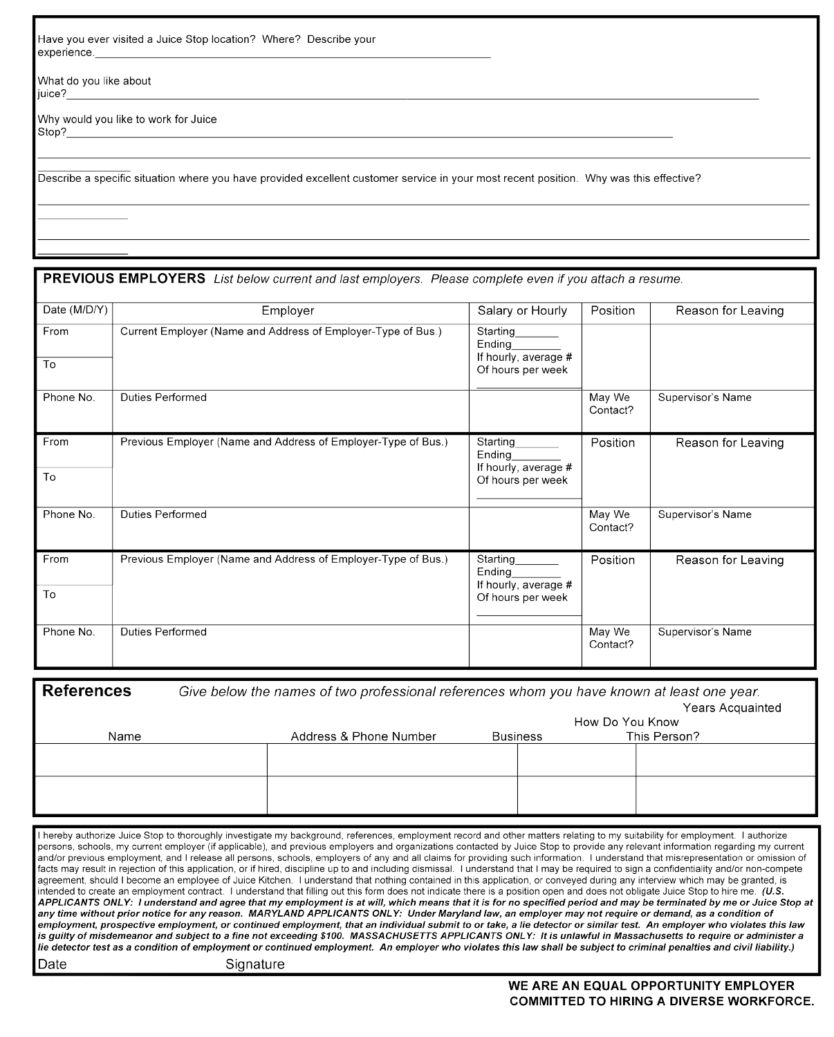Have you ever visited a Juice Stop location? Where? Describe your experience.\_\_\_\_\_\_\_\_\_\_\_\_\_\_\_\_\_\_\_\_\_\_\_\_\_\_\_\_\_\_\_\_\_\_\_\_\_\_\_\_\_\_\_\_\_\_\_\_\_\_\_\_\_\_\_\_\_\_\_\_

What do you like about juice?\_\_\_\_\_\_\_\_\_\_\_\_\_\_\_\_\_\_\_\_\_\_\_\_\_\_\_\_\_\_\_\_\_\_\_\_\_\_\_\_\_\_\_\_\_\_\_\_\_\_\_\_\_\_\_\_\_\_\_\_\_\_\_\_\_\_\_\_\_\_\_\_\_\_\_\_\_\_\_\_\_\_\_\_\_\_\_\_\_\_

Why would you like to work for Juice Stop?\_\_\_\_\_\_\_\_\_\_\_\_\_\_\_\_\_\_\_\_\_\_\_\_\_\_\_\_\_\_\_\_\_\_\_\_\_\_\_\_\_\_\_\_\_\_\_\_\_\_\_\_\_\_\_\_\_\_\_\_\_\_\_\_\_\_\_\_\_\_\_\_\_\_\_\_\_\_\_\_\_\_

Describe a specific situation where you have provided excellent customer service in your most recent position. Why was this effective?

## PREVIOUS EMPLOYERS

*List below current and last employers. Please complete even if you attach a resume.*

| Date (M/D/Y) | Employer | Salary or Hourly | Position | Reason for Leaving |
|---|---|---|---|---|
| From<br>To | Current Employer (Name and Address of Employer-Type of Bus.) | Starting\_\_\_\_\_\_\_<br>Ending\_\_\_\_\_\_\_\_<br>If hourly, average # Of hours per week | | |
| Phone No. | Duties Performed | | May We Contact? | Supervisor's Name |
| From<br>To | Previous Employer (Name and Address of Employer-Type of Bus.) | Starting\_\_\_\_\_\_\_<br>Ending\_\_\_\_\_\_\_\_<br>If hourly, average # Of hours per week | Position | Reason for Leaving |
| Phone No. | Duties Performed | | May We Contact? | Supervisor's Name |
| From<br>To | Previous Employer (Name and Address of Employer-Type of Bus.) | Starting\_\_\_\_\_\_\_<br>Ending\_\_\_\_\_\_\_\_<br>If hourly, average # Of hours per week | Position | Reason for Leaving |
| Phone No. | Duties Performed | | May We Contact? | Supervisor's Name |

## References

*Give below the names of two professional references whom you have known at least one year.*

| Name | Address & Phone Number | Business | Years Acquainted / How Do You Know This Person? |
|---|---|---|---|
| | | | |
| | | | |

I hereby authorize Juice Stop to thoroughly investigate my background, references, employment record and other matters relating to my suitability for employment. I authorize persons, schools, my current employer (if applicable), and previous employers and organizations contacted by Juice Stop to provide any relevant information regarding my current and/or previous employment, and I release all persons, schools, employers of any and all claims for providing such information. I understand that misrepresentation or omission of facts may result in rejection of this application, or if hired, discipline up to and including dismissal. I understand that I may be required to sign a confidentiality and/or non-compete agreement, should I become an employee of Juice Kitchen. I understand that nothing contained in this application, or conveyed during any interview which may be granted, is intended to create an employment contract. I understand that filling out this form does not indicate there is a position open and does not obligate Juice Stop to hire me. ***(U.S. APPLICANTS ONLY: I understand and agree that my employment is at will, which means that it is for no specified period and may be terminated by me or Juice Stop at any time without prior notice for any reason. MARYLAND APPLICANTS ONLY: Under Maryland law, an employer may not require or demand, as a condition of employment, prospective employment, or continued employment, that an individual submit to or take, a lie detector or similar test. An employer who violates this law is guilty of misdemeanor and subject to a fine not exceeding $100. MASSACHUSETTS APPLICANTS ONLY: It is unlawful in Massachusetts to require or administer a lie detector test as a condition of employment or continued employment. An employer who violates this law shall be subject to criminal penalties and civil liability.)***

Date Signature

**WE ARE AN EQUAL OPPORTUNITY EMPLOYER COMMITTED TO HIRING A DIVERSE WORKFORCE.**